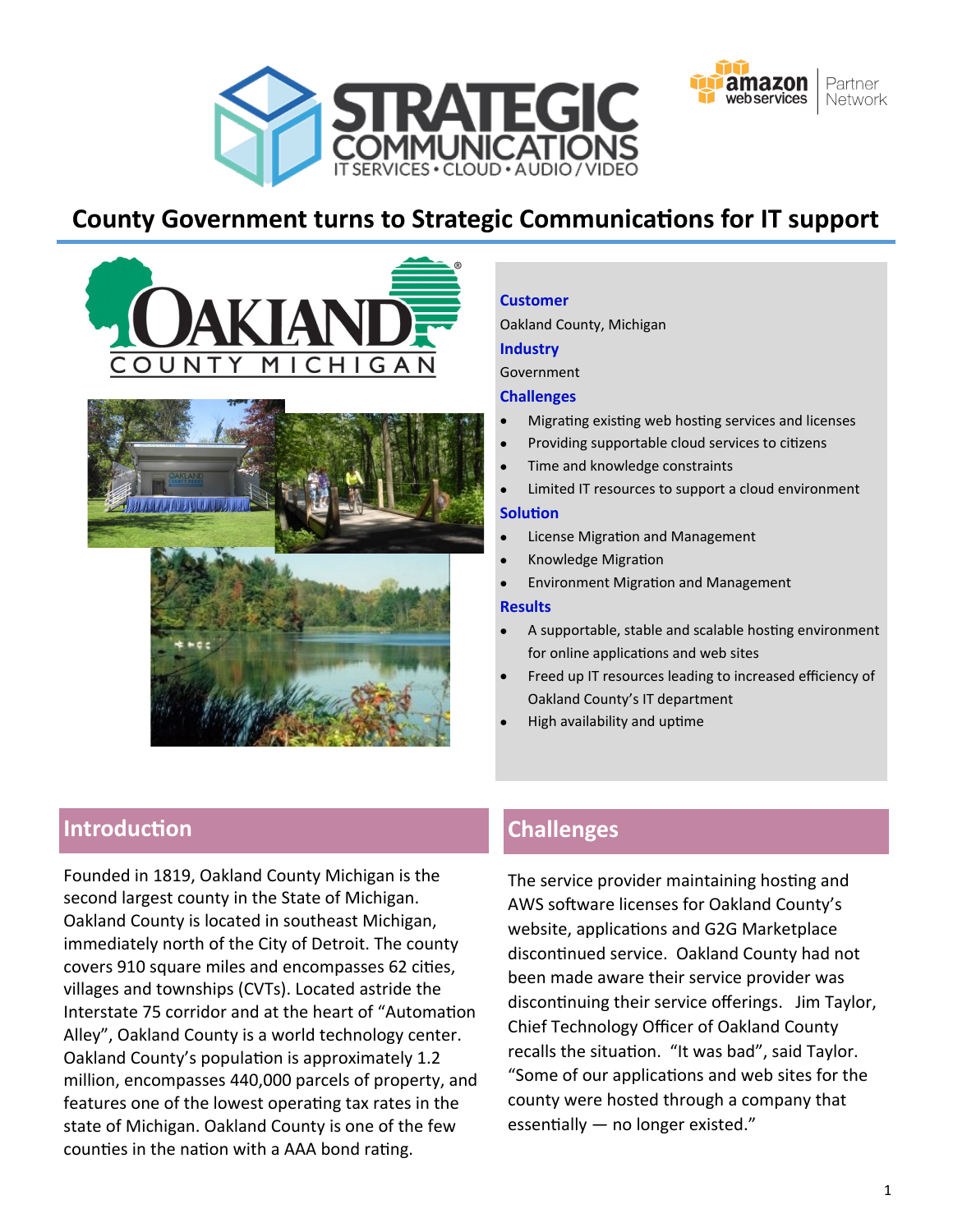# County Government turns to Strategic Communications for IT support

**Customer**

Oakland County, Michigan

**Industry**

Government

**Challenges**

- Migrating existing web hosting services and licenses
- Providing supportable cloud services to citizens
- Time and knowledge constraints
- Limited IT resources to support a cloud environment

**Solution**

- License Migration and Management
- Knowledge Migration
- Environment Migration and Management

**Results**

- A supportable, stable and scalable hosting environment for online applications and web sites
- Freed up IT resources leading to increased efficiency of Oakland County's IT department
- High availability and uptime

## Introduction

Founded in 1819, Oakland County Michigan is the second largest county in the State of Michigan. Oakland County is located in southeast Michigan, immediately north of the City of Detroit. The county covers 910 square miles and encompasses 62 cities, villages and townships (CVTs). Located astride the Interstate 75 corridor and at the heart of "Automation Alley", Oakland County is a world technology center. Oakland County's population is approximately 1.2 million, encompasses 440,000 parcels of property, and features one of the lowest operating tax rates in the state of Michigan. Oakland County is one of the few counties in the nation with a AAA bond rating.

## Challenges

The service provider maintaining hosting and AWS software licenses for Oakland County's website, applications and G2G Marketplace discontinued service. Oakland County had not been made aware their service provider was discontinuing their service offerings. Jim Taylor, Chief Technology Officer of Oakland County recalls the situation. "It was bad", said Taylor. "Some of our applications and web sites for the county were hosted through a company that essentially — no longer existed."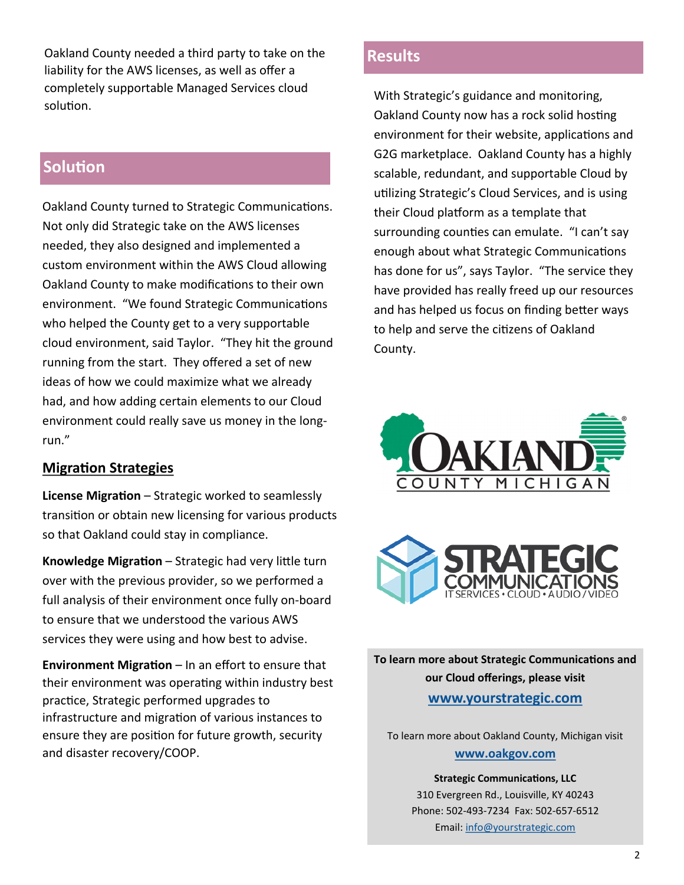Oakland County needed a third party to take on the liability for the AWS licenses, as well as offer a completely supportable Managed Services cloud solution.

## Solution

Oakland County turned to Strategic Communications. Not only did Strategic take on the AWS licenses needed, they also designed and implemented a custom environment within the AWS Cloud allowing Oakland County to make modifications to their own environment. "We found Strategic Communications who helped the County get to a very supportable cloud environment, said Taylor. "They hit the ground running from the start. They offered a set of new ideas of how we could maximize what we already had, and how adding certain elements to our Cloud environment could really save us money in the long-run."

### Migration Strategies

**License Migration** – Strategic worked to seamlessly transition or obtain new licensing for various products so that Oakland could stay in compliance.

**Knowledge Migration** – Strategic had very little turn over with the previous provider, so we performed a full analysis of their environment once fully on-board to ensure that we understood the various AWS services they were using and how best to advise.

**Environment Migration** – In an effort to ensure that their environment was operating within industry best practice, Strategic performed upgrades to infrastructure and migration of various instances to ensure they are position for future growth, security and disaster recovery/COOP.

## Results

With Strategic's guidance and monitoring, Oakland County now has a rock solid hosting environment for their website, applications and G2G marketplace. Oakland County has a highly scalable, redundant, and supportable Cloud by utilizing Strategic's Cloud Services, and is using their Cloud platform as a template that surrounding counties can emulate. "I can't say enough about what Strategic Communications has done for us", says Taylor. "The service they have provided has really freed up our resources and has helped us focus on finding better ways to help and serve the citizens of Oakland County.

**To learn more about Strategic Communications and our Cloud offerings, please visit**

**[www.yourstrategic.com](www.yourstrategic.com)**

To learn more about Oakland County, Michigan visit

**[www.oakgov.com](www.oakgov.com)**

**Strategic Communications, LLC**
310 Evergreen Rd., Louisville, KY 40243
Phone: 502-493-7234 Fax: 502-657-6512
Email: info@yourstrategic.com